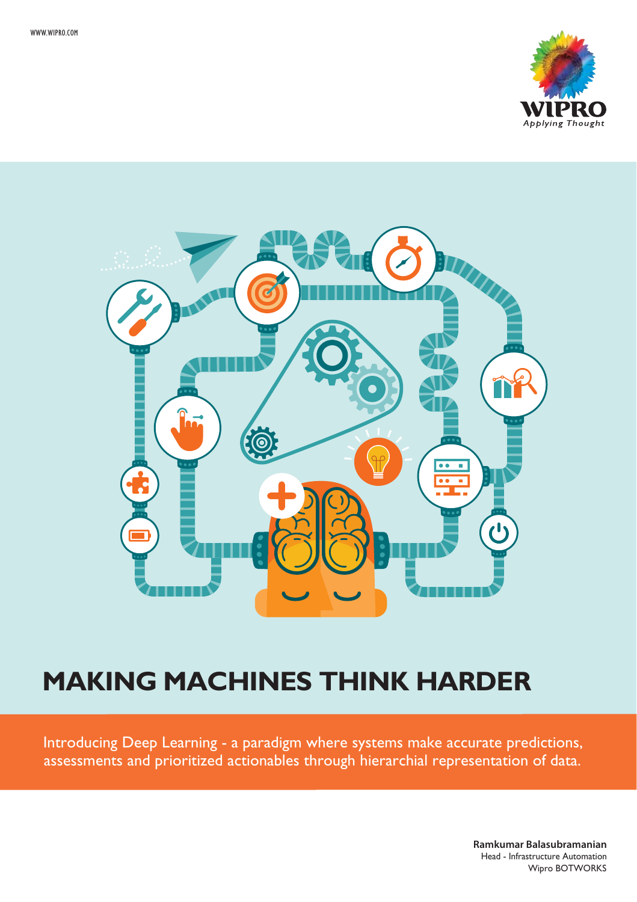WWW.WIPRO.COM

# MAKING MACHINES THINK HARDER

Introducing Deep Learning - a paradigm where systems make accurate predictions, assessments and prioritized actionables through hierarchial representation of data.

**Ramkumar Balasubramanian**
Head - Infrastructure Automation
Wipro BOTWORKS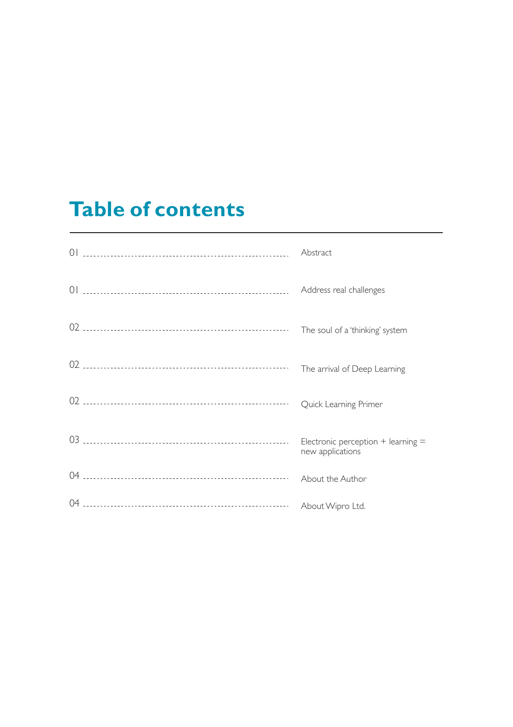# Table of contents

| Page | Section |
|---|---|
| 01 | Abstract |
| 01 | Address real challenges |
| 02 | The soul of a 'thinking' system |
| 02 | The arrival of Deep Learning |
| 02 | Quick Learning Primer |
| 03 | Electronic perception + learning = new applications |
| 04 | About the Author |
| 04 | About Wipro Ltd. |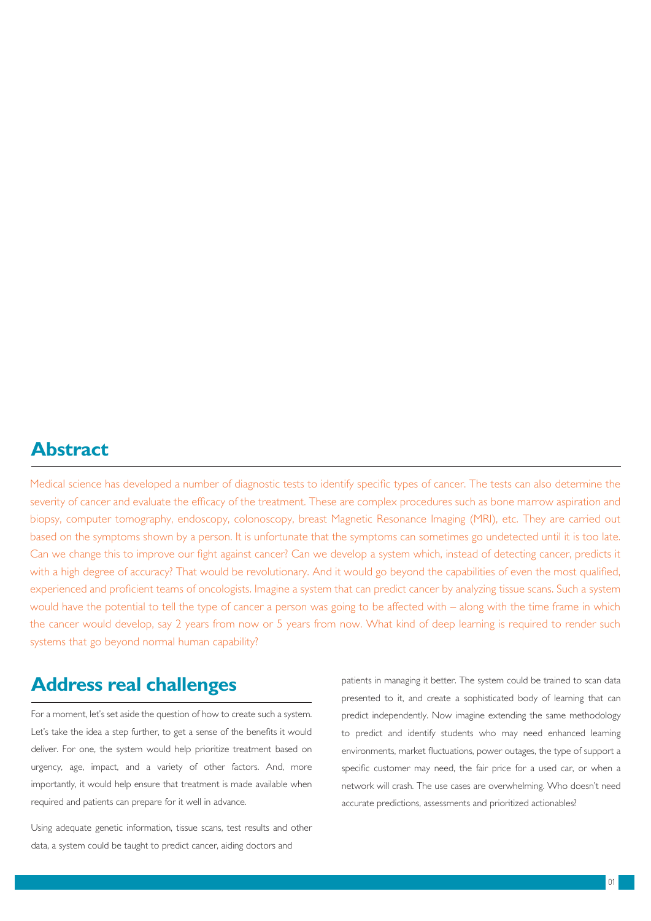## Abstract

Medical science has developed a number of diagnostic tests to identify specific types of cancer. The tests can also determine the severity of cancer and evaluate the efficacy of the treatment. These are complex procedures such as bone marrow aspiration and biopsy, computer tomography, endoscopy, colonoscopy, breast Magnetic Resonance Imaging (MRI), etc. They are carried out based on the symptoms shown by a person. It is unfortunate that the symptoms can sometimes go undetected until it is too late. Can we change this to improve our fight against cancer? Can we develop a system which, instead of detecting cancer, predicts it with a high degree of accuracy? That would be revolutionary. And it would go beyond the capabilities of even the most qualified, experienced and proficient teams of oncologists. Imagine a system that can predict cancer by analyzing tissue scans. Such a system would have the potential to tell the type of cancer a person was going to be affected with – along with the time frame in which the cancer would develop, say 2 years from now or 5 years from now. What kind of deep learning is required to render such systems that go beyond normal human capability?

## Address real challenges

For a moment, let's set aside the question of how to create such a system. Let's take the idea a step further, to get a sense of the benefits it would deliver. For one, the system would help prioritize treatment based on urgency, age, impact, and a variety of other factors. And, more importantly, it would help ensure that treatment is made available when required and patients can prepare for it well in advance.

Using adequate genetic information, tissue scans, test results and other data, a system could be taught to predict cancer, aiding doctors and patients in managing it better. The system could be trained to scan data presented to it, and create a sophisticated body of learning that can predict independently. Now imagine extending the same methodology to predict and identify students who may need enhanced learning environments, market fluctuations, power outages, the type of support a specific customer may need, the fair price for a used car, or when a network will crash. The use cases are overwhelming. Who doesn't need accurate predictions, assessments and prioritized actionables?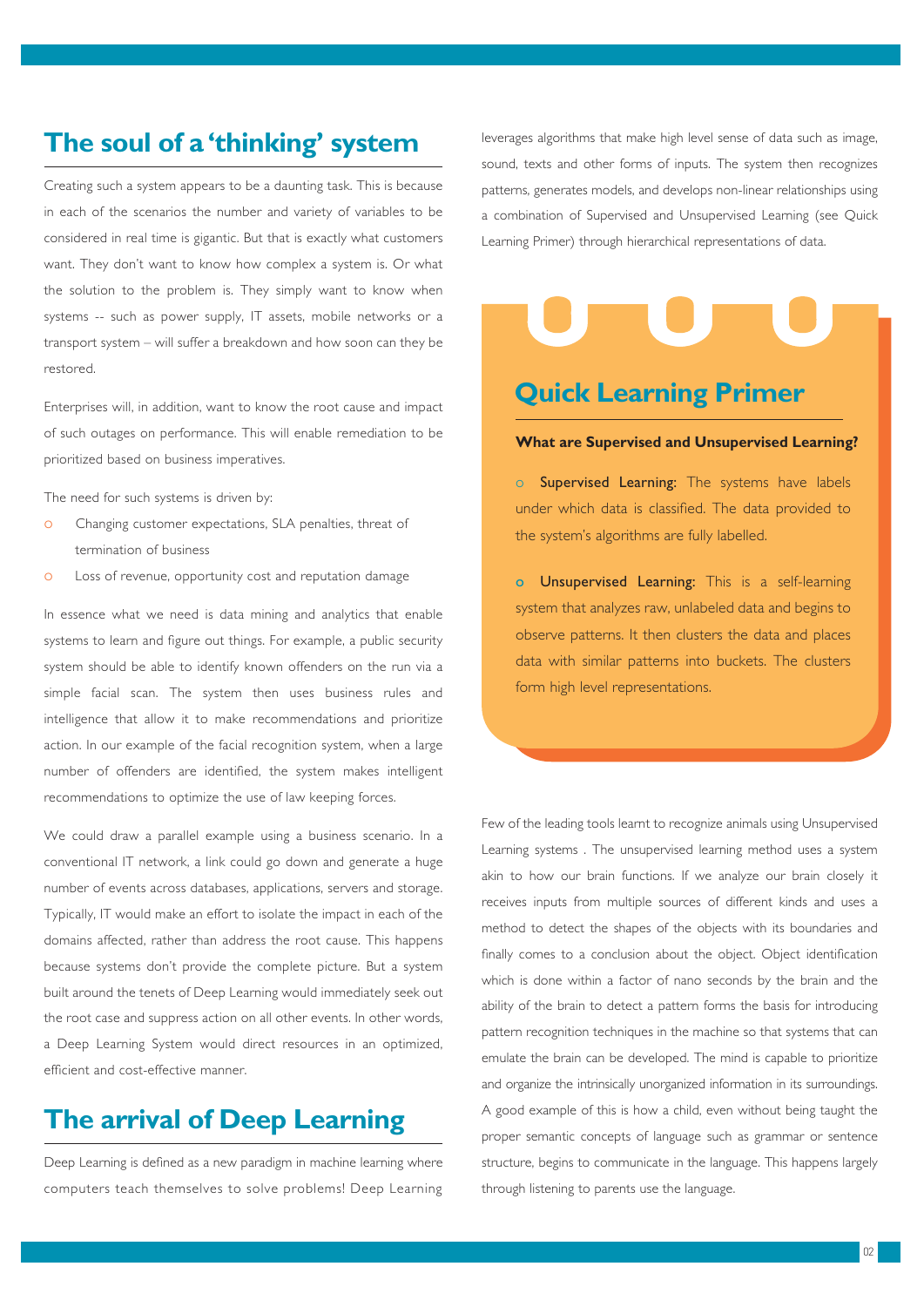## The soul of a 'thinking' system

Creating such a system appears to be a daunting task. This is because in each of the scenarios the number and variety of variables to be considered in real time is gigantic. But that is exactly what customers want. They don't want to know how complex a system is. Or what the solution to the problem is. They simply want to know when systems -- such as power supply, IT assets, mobile networks or a transport system – will suffer a breakdown and how soon can they be restored.

Enterprises will, in addition, want to know the root cause and impact of such outages on performance. This will enable remediation to be prioritized based on business imperatives.

The need for such systems is driven by:

- Changing customer expectations, SLA penalties, threat of termination of business
- Loss of revenue, opportunity cost and reputation damage

In essence what we need is data mining and analytics that enable systems to learn and figure out things. For example, a public security system should be able to identify known offenders on the run via a simple facial scan. The system then uses business rules and intelligence that allow it to make recommendations and prioritize action. In our example of the facial recognition system, when a large number of offenders are identified, the system makes intelligent recommendations to optimize the use of law keeping forces.

We could draw a parallel example using a business scenario. In a conventional IT network, a link could go down and generate a huge number of events across databases, applications, servers and storage. Typically, IT would make an effort to isolate the impact in each of the domains affected, rather than address the root cause. This happens because systems don't provide the complete picture. But a system built around the tenets of Deep Learning would immediately seek out the root case and suppress action on all other events. In other words, a Deep Learning System would direct resources in an optimized, efficient and cost-effective manner.

## The arrival of Deep Learning

Deep Learning is defined as a new paradigm in machine learning where computers teach themselves to solve problems! Deep Learning leverages algorithms that make high level sense of data such as image, sound, texts and other forms of inputs. The system then recognizes patterns, generates models, and develops non-linear relationships using a combination of Supervised and Unsupervised Learning (see Quick Learning Primer) through hierarchical representations of data.

### Quick Learning Primer

**What are Supervised and Unsupervised Learning?**

- **Supervised Learning:** The systems have labels under which data is classified. The data provided to the system's algorithms are fully labelled.
- **Unsupervised Learning:** This is a self-learning system that analyzes raw, unlabeled data and begins to observe patterns. It then clusters the data and places data with similar patterns into buckets. The clusters form high level representations.

Few of the leading tools learnt to recognize animals using Unsupervised Learning systems . The unsupervised learning method uses a system akin to how our brain functions. If we analyze our brain closely it receives inputs from multiple sources of different kinds and uses a method to detect the shapes of the objects with its boundaries and finally comes to a conclusion about the object. Object identification which is done within a factor of nano seconds by the brain and the ability of the brain to detect a pattern forms the basis for introducing pattern recognition techniques in the machine so that systems that can emulate the brain can be developed. The mind is capable to prioritize and organize the intrinsically unorganized information in its surroundings. A good example of this is how a child, even without being taught the proper semantic concepts of language such as grammar or sentence structure, begins to communicate in the language. This happens largely through listening to parents use the language.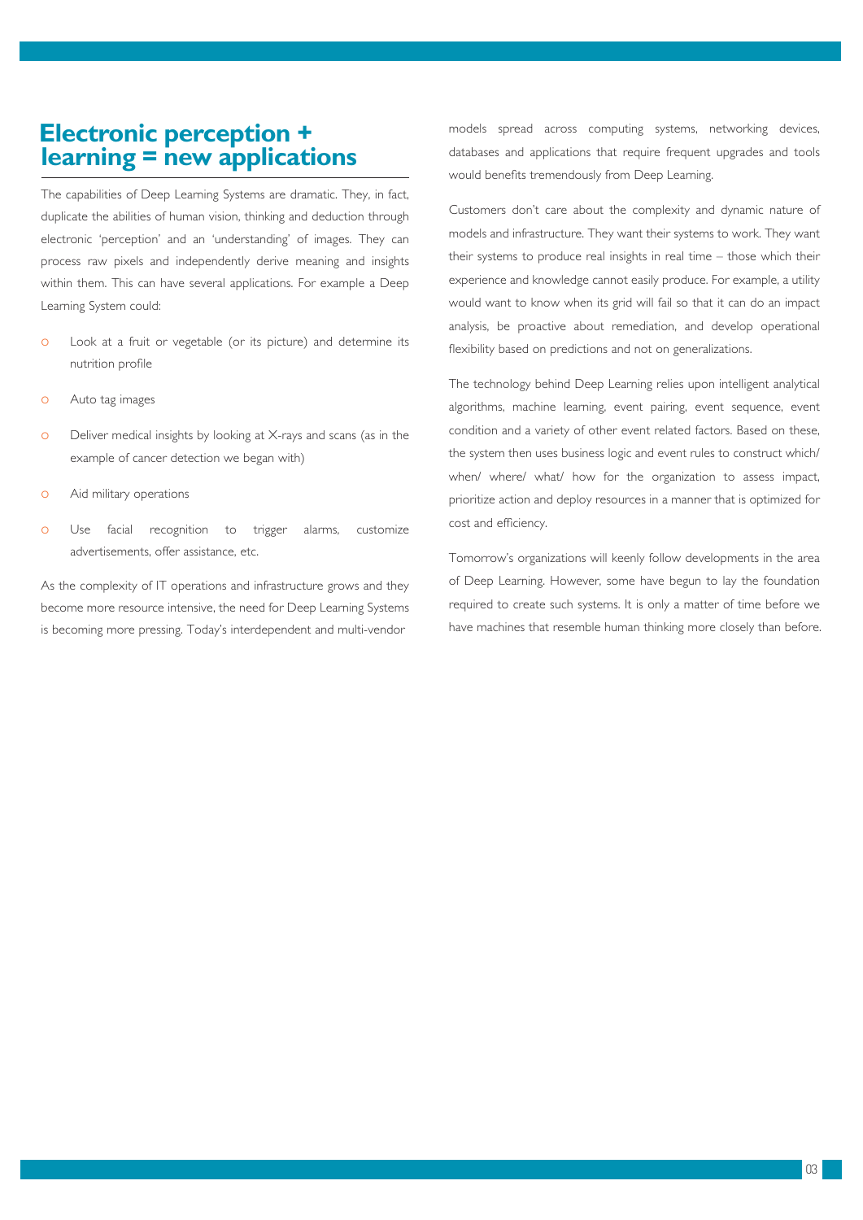## Electronic perception + learning = new applications

The capabilities of Deep Learning Systems are dramatic. They, in fact, duplicate the abilities of human vision, thinking and deduction through electronic 'perception' and an 'understanding' of images. They can process raw pixels and independently derive meaning and insights within them. This can have several applications. For example a Deep Learning System could:

- Look at a fruit or vegetable (or its picture) and determine its nutrition profile
- Auto tag images
- Deliver medical insights by looking at X-rays and scans (as in the example of cancer detection we began with)
- Aid military operations
- Use facial recognition to trigger alarms, customize advertisements, offer assistance, etc.

As the complexity of IT operations and infrastructure grows and they become more resource intensive, the need for Deep Learning Systems is becoming more pressing. Today's interdependent and multi-vendor models spread across computing systems, networking devices, databases and applications that require frequent upgrades and tools would benefits tremendously from Deep Learning.

Customers don't care about the complexity and dynamic nature of models and infrastructure. They want their systems to work. They want their systems to produce real insights in real time – those which their experience and knowledge cannot easily produce. For example, a utility would want to know when its grid will fail so that it can do an impact analysis, be proactive about remediation, and develop operational flexibility based on predictions and not on generalizations.

The technology behind Deep Learning relies upon intelligent analytical algorithms, machine learning, event pairing, event sequence, event condition and a variety of other event related factors. Based on these, the system then uses business logic and event rules to construct which/ when/ where/ what/ how for the organization to assess impact, prioritize action and deploy resources in a manner that is optimized for cost and efficiency.

Tomorrow's organizations will keenly follow developments in the area of Deep Learning. However, some have begun to lay the foundation required to create such systems. It is only a matter of time before we have machines that resemble human thinking more closely than before.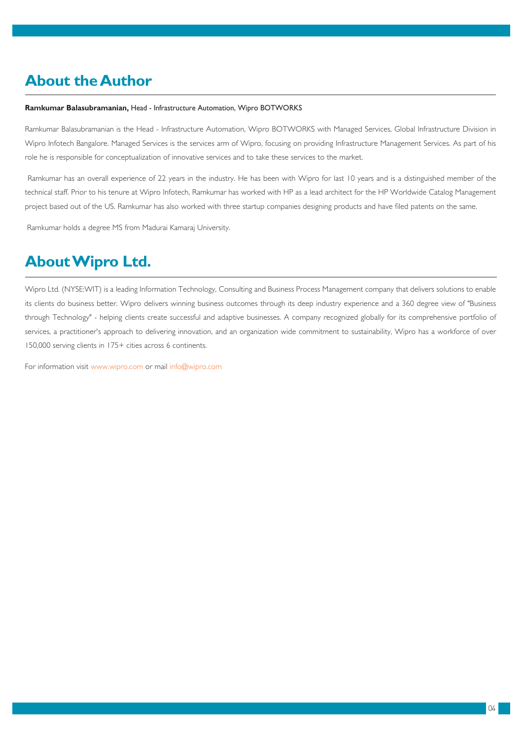## About the Author

**Ramkumar Balasubramanian,** Head - Infrastructure Automation, Wipro BOTWORKS

Ramkumar Balasubramanian is the Head - Infrastructure Automation, Wipro BOTWORKS with Managed Services, Global Infrastructure Division in Wipro Infotech Bangalore. Managed Services is the services arm of Wipro, focusing on providing Infrastructure Management Services. As part of his role he is responsible for conceptualization of innovative services and to take these services to the market.

Ramkumar has an overall experience of 22 years in the industry. He has been with Wipro for last 10 years and is a distinguished member of the technical staff. Prior to his tenure at Wipro Infotech, Ramkumar has worked with HP as a lead architect for the HP Worldwide Catalog Management project based out of the US. Ramkumar has also worked with three startup companies designing products and have filed patents on the same.

Ramkumar holds a degree MS from Madurai Kamaraj University.

## About Wipro Ltd.

Wipro Ltd. (NYSE:WIT) is a leading Information Technology, Consulting and Business Process Management company that delivers solutions to enable its clients do business better. Wipro delivers winning business outcomes through its deep industry experience and a 360 degree view of "Business through Technology" - helping clients create successful and adaptive businesses. A company recognized globally for its comprehensive portfolio of services, a practitioner's approach to delivering innovation, and an organization wide commitment to sustainability, Wipro has a workforce of over 150,000 serving clients in 175+ cities across 6 continents.

For information visit www.wipro.com or mail info@wipro.com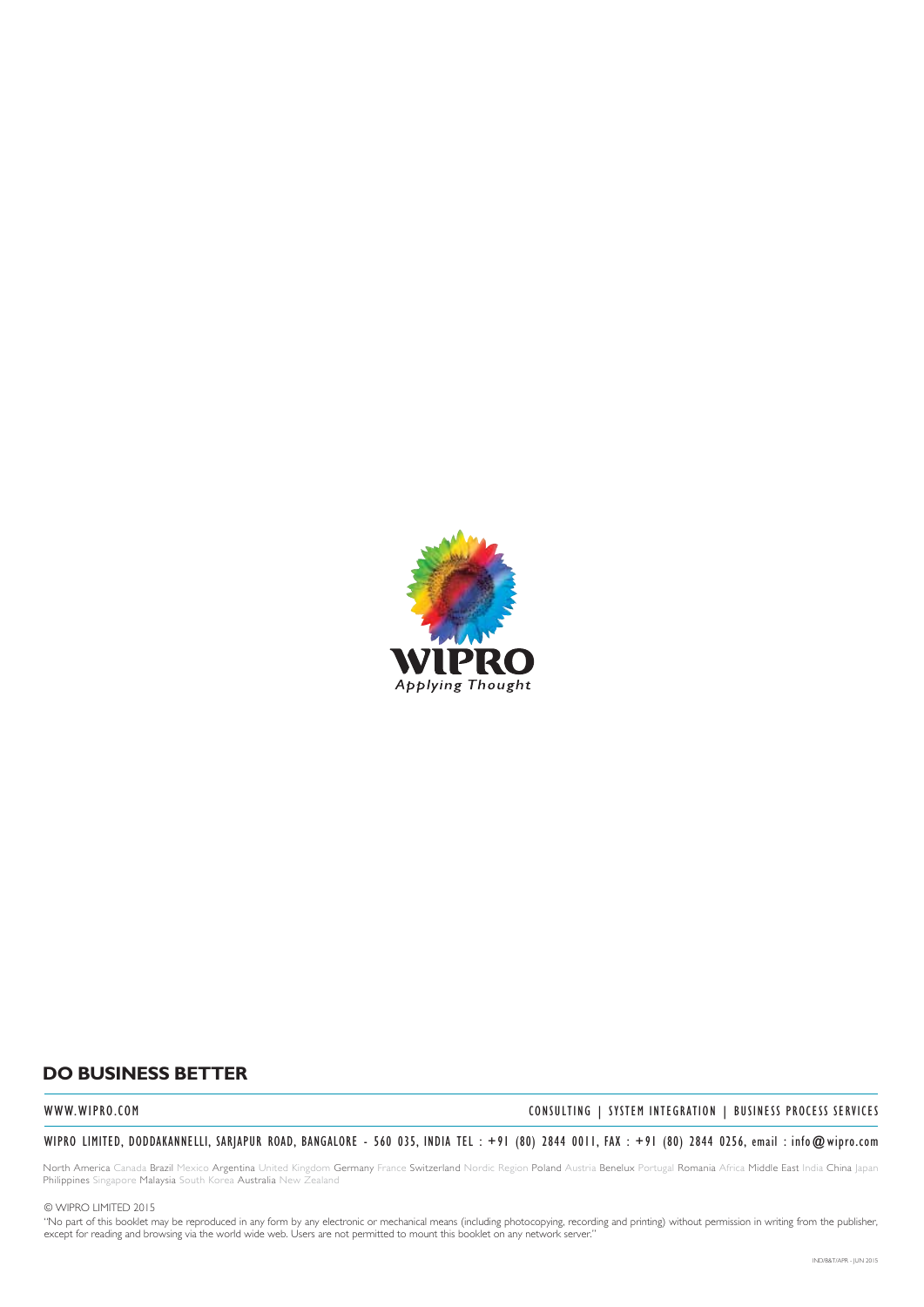WIPRO
*Applying Thought*

## DO BUSINESS BETTER

WWW.WIPRO.COM

CONSULTING | SYSTEM INTEGRATION | BUSINESS PROCESS SERVICES

WIPRO LIMITED, DODDAKANNELLI, SARJAPUR ROAD, BANGALORE - 560 035, INDIA TEL : +91 (80) 2844 0011, FAX : +91 (80) 2844 0256, email : info@wipro.com

North America Canada Brazil Mexico Argentina United Kingdom Germany France Switzerland Nordic Region Poland Austria Benelux Portugal Romania Africa Middle East India China Japan Philippines Singapore Malaysia South Korea Australia New Zealand

© WIPRO LIMITED 2015

"No part of this booklet may be reproduced in any form by any electronic or mechanical means (including photocopying, recording and printing) without permission in writing from the publisher, except for reading and browsing via the world wide web. Users are not permitted to mount this booklet on any network server."

IND/B&T/APR - JUN 2015